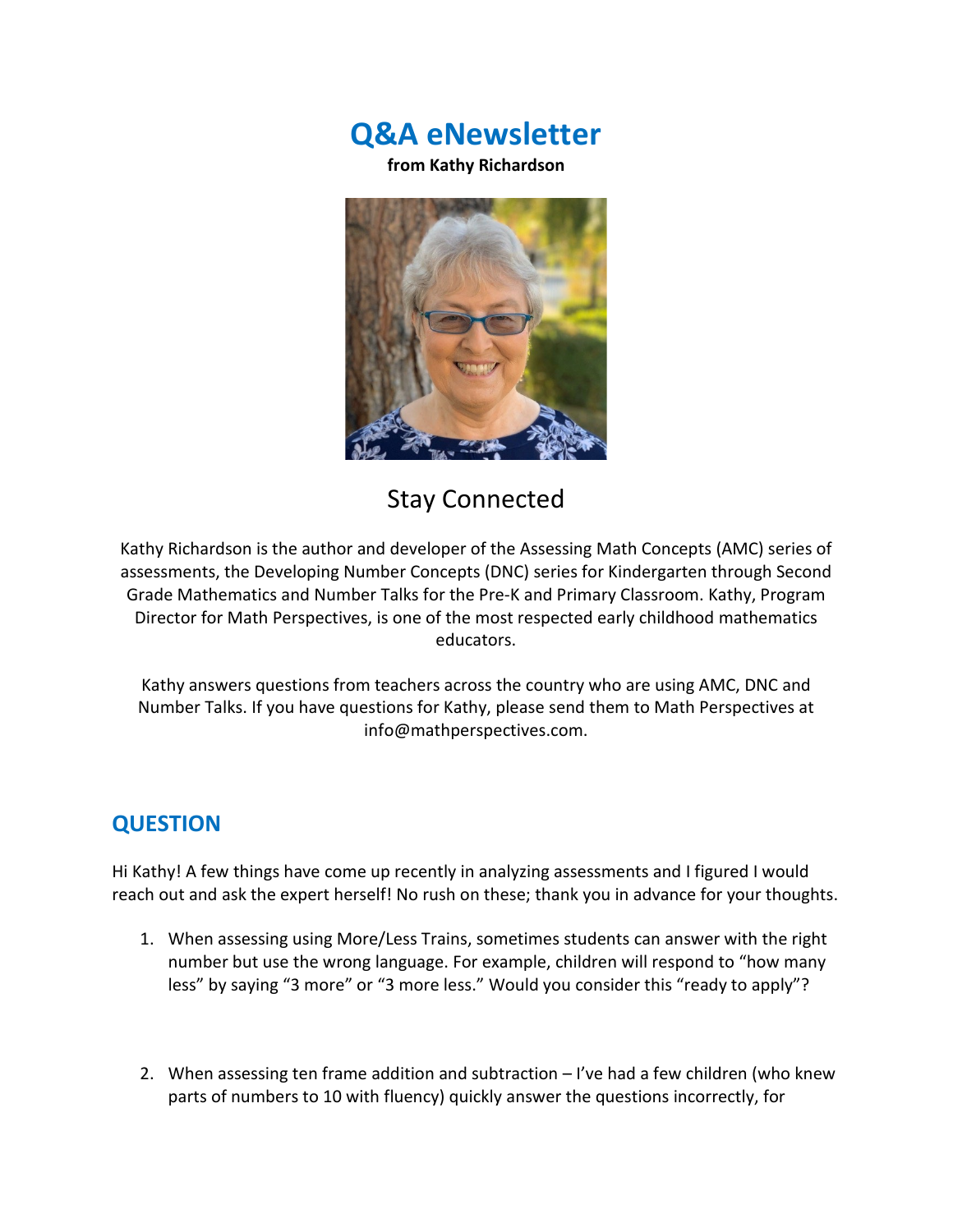# Q&A eNewsletter

**from Kathy Richardson**

## Stay Connected

Kathy Richardson is the author and developer of the Assessing Math Concepts (AMC) series of assessments, the Developing Number Concepts (DNC) series for Kindergarten through Second Grade Mathematics and Number Talks for the Pre-K and Primary Classroom. Kathy, Program Director for Math Perspectives, is one of the most respected early childhood mathematics educators.

Kathy answers questions from teachers across the country who are using AMC, DNC and Number Talks. If you have questions for Kathy, please send them to Math Perspectives at info@mathperspectives.com.

## QUESTION

Hi Kathy! A few things have come up recently in analyzing assessments and I figured I would reach out and ask the expert herself! No rush on these; thank you in advance for your thoughts.

1. When assessing using More/Less Trains, sometimes students can answer with the right number but use the wrong language. For example, children will respond to "how many less" by saying "3 more" or "3 more less." Would you consider this "ready to apply"?

2. When assessing ten frame addition and subtraction – I've had a few children (who knew parts of numbers to 10 with fluency) quickly answer the questions incorrectly, for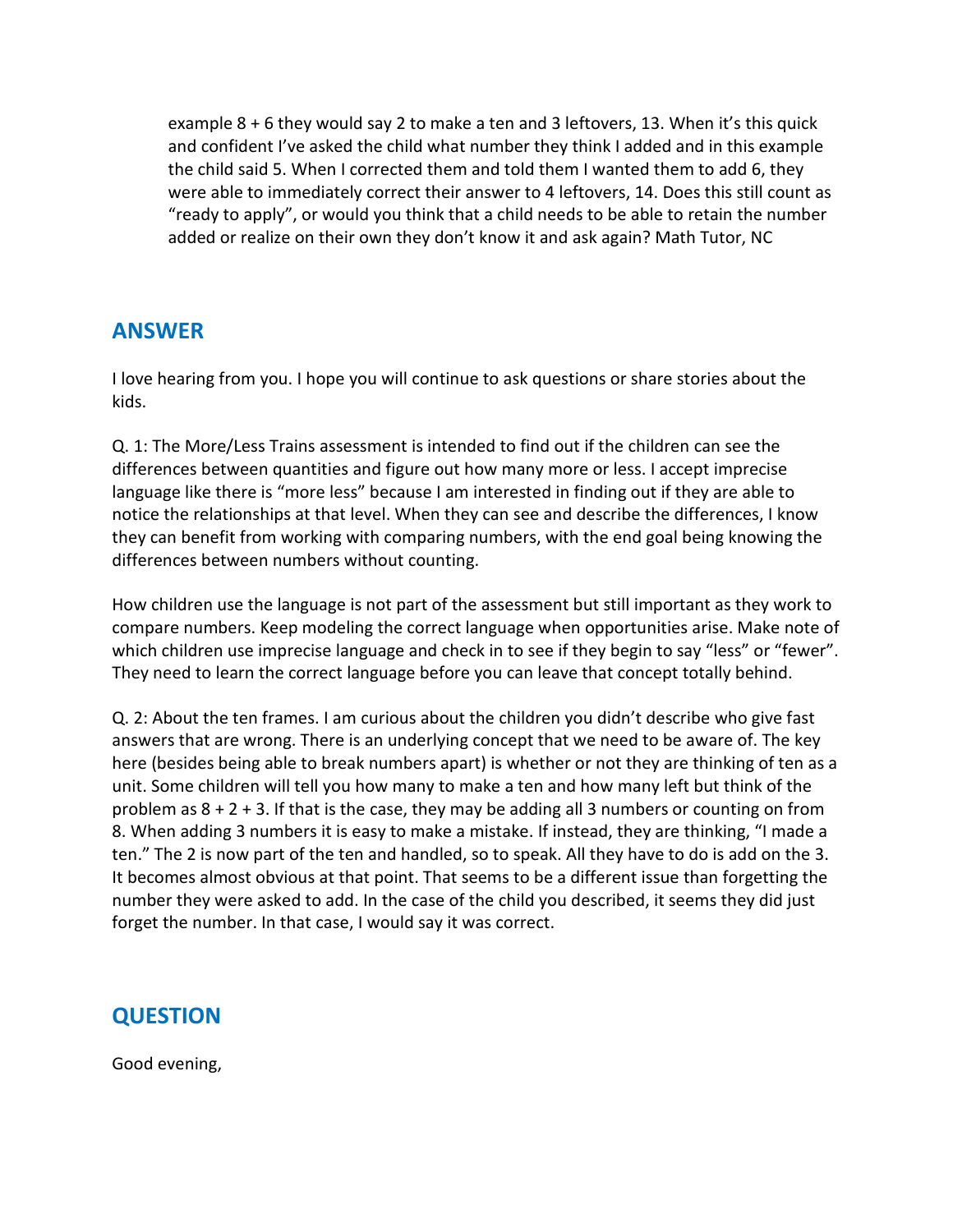example 8 + 6 they would say 2 to make a ten and 3 leftovers, 13. When it's this quick and confident I've asked the child what number they think I added and in this example the child said 5. When I corrected them and told them I wanted them to add 6, they were able to immediately correct their answer to 4 leftovers, 14. Does this still count as "ready to apply", or would you think that a child needs to be able to retain the number added or realize on their own they don't know it and ask again? Math Tutor, NC

## ANSWER

I love hearing from you. I hope you will continue to ask questions or share stories about the kids.

Q. 1: The More/Less Trains assessment is intended to find out if the children can see the differences between quantities and figure out how many more or less. I accept imprecise language like there is "more less" because I am interested in finding out if they are able to notice the relationships at that level. When they can see and describe the differences, I know they can benefit from working with comparing numbers, with the end goal being knowing the differences between numbers without counting.

How children use the language is not part of the assessment but still important as they work to compare numbers. Keep modeling the correct language when opportunities arise. Make note of which children use imprecise language and check in to see if they begin to say "less" or "fewer". They need to learn the correct language before you can leave that concept totally behind.

Q. 2: About the ten frames. I am curious about the children you didn't describe who give fast answers that are wrong. There is an underlying concept that we need to be aware of. The key here (besides being able to break numbers apart) is whether or not they are thinking of ten as a unit. Some children will tell you how many to make a ten and how many left but think of the problem as 8 + 2 + 3. If that is the case, they may be adding all 3 numbers or counting on from 8. When adding 3 numbers it is easy to make a mistake. If instead, they are thinking, "I made a ten." The 2 is now part of the ten and handled, so to speak. All they have to do is add on the 3. It becomes almost obvious at that point. That seems to be a different issue than forgetting the number they were asked to add. In the case of the child you described, it seems they did just forget the number. In that case, I would say it was correct.

## QUESTION

Good evening,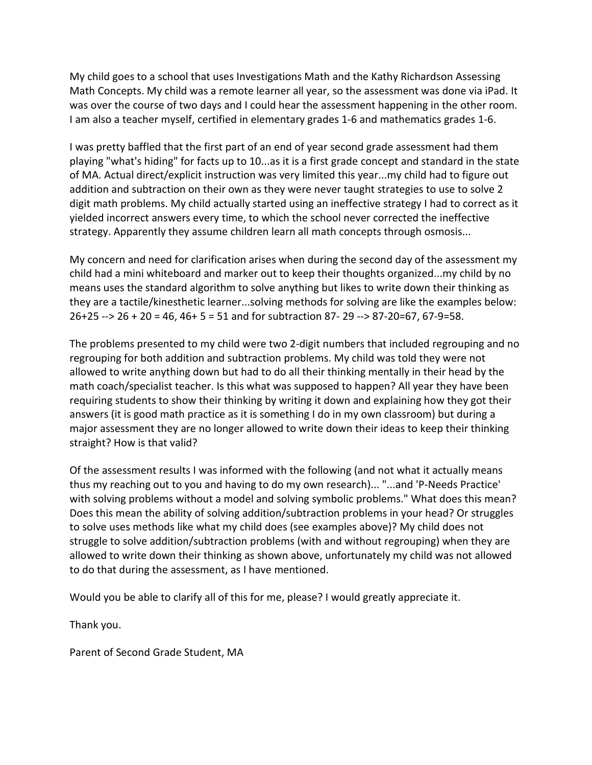My child goes to a school that uses Investigations Math and the Kathy Richardson Assessing Math Concepts. My child was a remote learner all year, so the assessment was done via iPad. It was over the course of two days and I could hear the assessment happening in the other room. I am also a teacher myself, certified in elementary grades 1-6 and mathematics grades 1-6.

I was pretty baffled that the first part of an end of year second grade assessment had them playing "what's hiding" for facts up to 10...as it is a first grade concept and standard in the state of MA. Actual direct/explicit instruction was very limited this year...my child had to figure out addition and subtraction on their own as they were never taught strategies to use to solve 2 digit math problems. My child actually started using an ineffective strategy I had to correct as it yielded incorrect answers every time, to which the school never corrected the ineffective strategy. Apparently they assume children learn all math concepts through osmosis...

My concern and need for clarification arises when during the second day of the assessment my child had a mini whiteboard and marker out to keep their thoughts organized...my child by no means uses the standard algorithm to solve anything but likes to write down their thinking as they are a tactile/kinesthetic learner...solving methods for solving are like the examples below: 26+25 --> 26 + 20 = 46, 46+ 5 = 51 and for subtraction 87- 29 --> 87-20=67, 67-9=58.

The problems presented to my child were two 2-digit numbers that included regrouping and no regrouping for both addition and subtraction problems. My child was told they were not allowed to write anything down but had to do all their thinking mentally in their head by the math coach/specialist teacher. Is this what was supposed to happen? All year they have been requiring students to show their thinking by writing it down and explaining how they got their answers (it is good math practice as it is something I do in my own classroom) but during a major assessment they are no longer allowed to write down their ideas to keep their thinking straight? How is that valid?

Of the assessment results I was informed with the following (and not what it actually means thus my reaching out to you and having to do my own research)... "...and 'P-Needs Practice' with solving problems without a model and solving symbolic problems." What does this mean? Does this mean the ability of solving addition/subtraction problems in your head? Or struggles to solve uses methods like what my child does (see examples above)? My child does not struggle to solve addition/subtraction problems (with and without regrouping) when they are allowed to write down their thinking as shown above, unfortunately my child was not allowed to do that during the assessment, as I have mentioned.

Would you be able to clarify all of this for me, please? I would greatly appreciate it.

Thank you.

Parent of Second Grade Student, MA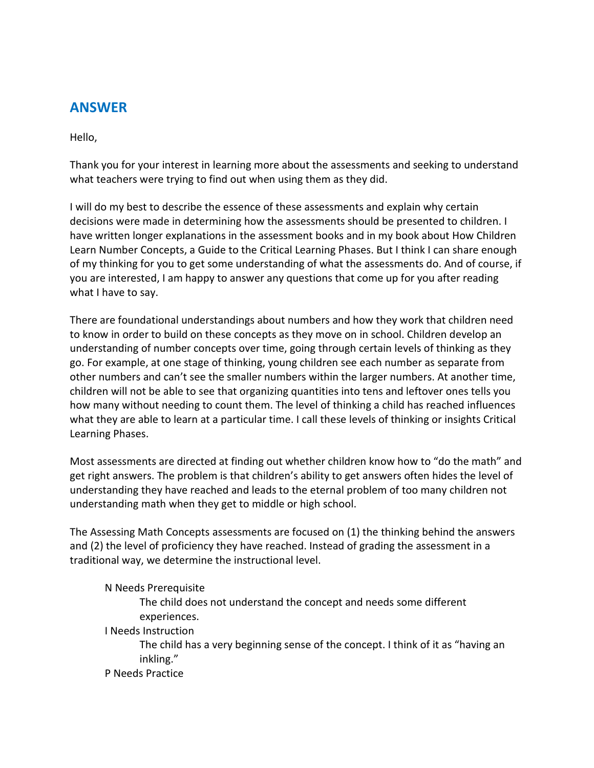## ANSWER

Hello,

Thank you for your interest in learning more about the assessments and seeking to understand what teachers were trying to find out when using them as they did.

I will do my best to describe the essence of these assessments and explain why certain decisions were made in determining how the assessments should be presented to children. I have written longer explanations in the assessment books and in my book about How Children Learn Number Concepts, a Guide to the Critical Learning Phases. But I think I can share enough of my thinking for you to get some understanding of what the assessments do. And of course, if you are interested, I am happy to answer any questions that come up for you after reading what I have to say.

There are foundational understandings about numbers and how they work that children need to know in order to build on these concepts as they move on in school. Children develop an understanding of number concepts over time, going through certain levels of thinking as they go. For example, at one stage of thinking, young children see each number as separate from other numbers and can't see the smaller numbers within the larger numbers. At another time, children will not be able to see that organizing quantities into tens and leftover ones tells you how many without needing to count them. The level of thinking a child has reached influences what they are able to learn at a particular time. I call these levels of thinking or insights Critical Learning Phases.

Most assessments are directed at finding out whether children know how to "do the math" and get right answers. The problem is that children's ability to get answers often hides the level of understanding they have reached and leads to the eternal problem of too many children not understanding math when they get to middle or high school.

The Assessing Math Concepts assessments are focused on (1) the thinking behind the answers and (2) the level of proficiency they have reached. Instead of grading the assessment in a traditional way, we determine the instructional level.

N Needs Prerequisite
: The child does not understand the concept and needs some different experiences.

I Needs Instruction
: The child has a very beginning sense of the concept. I think of it as "having an inkling."

P Needs Practice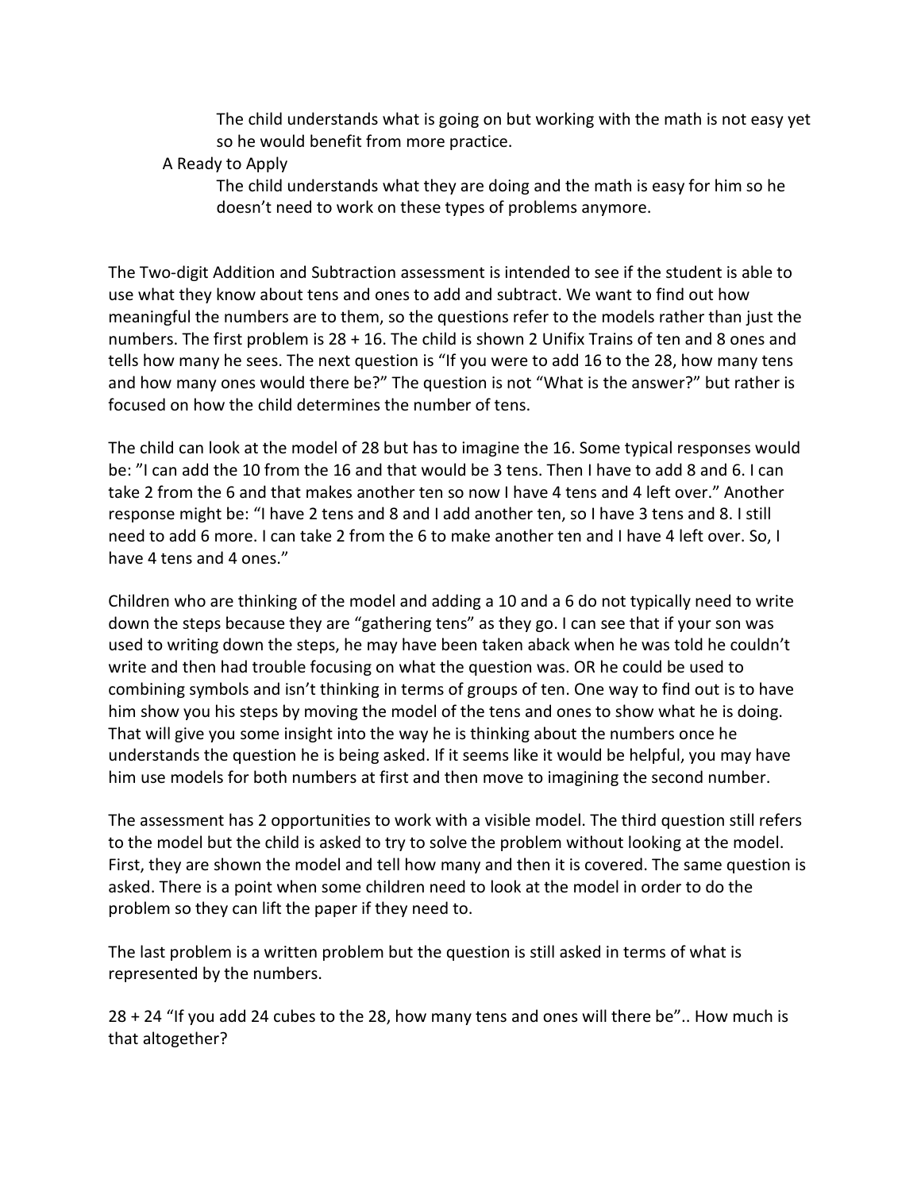The child understands what is going on but working with the math is not easy yet so he would benefit from more practice.

A Ready to Apply

The child understands what they are doing and the math is easy for him so he doesn't need to work on these types of problems anymore.

The Two-digit Addition and Subtraction assessment is intended to see if the student is able to use what they know about tens and ones to add and subtract. We want to find out how meaningful the numbers are to them, so the questions refer to the models rather than just the numbers. The first problem is 28 + 16. The child is shown 2 Unifix Trains of ten and 8 ones and tells how many he sees. The next question is "If you were to add 16 to the 28, how many tens and how many ones would there be?" The question is not "What is the answer?" but rather is focused on how the child determines the number of tens.

The child can look at the model of 28 but has to imagine the 16. Some typical responses would be: "I can add the 10 from the 16 and that would be 3 tens. Then I have to add 8 and 6. I can take 2 from the 6 and that makes another ten so now I have 4 tens and 4 left over." Another response might be: "I have 2 tens and 8 and I add another ten, so I have 3 tens and 8. I still need to add 6 more. I can take 2 from the 6 to make another ten and I have 4 left over. So, I have 4 tens and 4 ones."

Children who are thinking of the model and adding a 10 and a 6 do not typically need to write down the steps because they are "gathering tens" as they go. I can see that if your son was used to writing down the steps, he may have been taken aback when he was told he couldn't write and then had trouble focusing on what the question was. OR he could be used to combining symbols and isn't thinking in terms of groups of ten. One way to find out is to have him show you his steps by moving the model of the tens and ones to show what he is doing. That will give you some insight into the way he is thinking about the numbers once he understands the question he is being asked. If it seems like it would be helpful, you may have him use models for both numbers at first and then move to imagining the second number.

The assessment has 2 opportunities to work with a visible model. The third question still refers to the model but the child is asked to try to solve the problem without looking at the model. First, they are shown the model and tell how many and then it is covered. The same question is asked. There is a point when some children need to look at the model in order to do the problem so they can lift the paper if they need to.

The last problem is a written problem but the question is still asked in terms of what is represented by the numbers.

28 + 24 "If you add 24 cubes to the 28, how many tens and ones will there be".. How much is that altogether?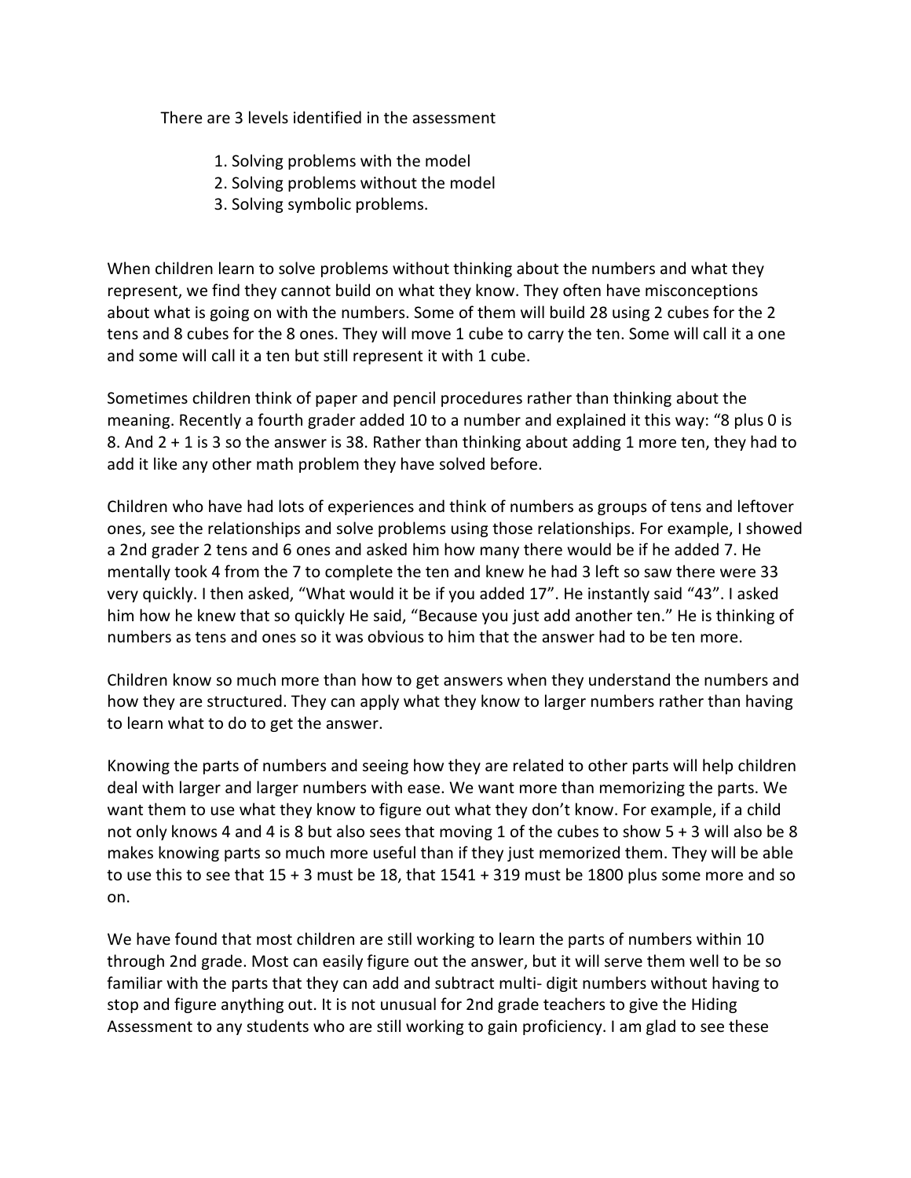There are 3 levels identified in the assessment

1. Solving problems with the model
2. Solving problems without the model
3. Solving symbolic problems.

When children learn to solve problems without thinking about the numbers and what they represent, we find they cannot build on what they know. They often have misconceptions about what is going on with the numbers. Some of them will build 28 using 2 cubes for the 2 tens and 8 cubes for the 8 ones. They will move 1 cube to carry the ten. Some will call it a one and some will call it a ten but still represent it with 1 cube.

Sometimes children think of paper and pencil procedures rather than thinking about the meaning. Recently a fourth grader added 10 to a number and explained it this way: "8 plus 0 is 8. And 2 + 1 is 3 so the answer is 38. Rather than thinking about adding 1 more ten, they had to add it like any other math problem they have solved before.

Children who have had lots of experiences and think of numbers as groups of tens and leftover ones, see the relationships and solve problems using those relationships. For example, I showed a 2nd grader 2 tens and 6 ones and asked him how many there would be if he added 7. He mentally took 4 from the 7 to complete the ten and knew he had 3 left so saw there were 33 very quickly. I then asked, "What would it be if you added 17". He instantly said "43". I asked him how he knew that so quickly He said, "Because you just add another ten." He is thinking of numbers as tens and ones so it was obvious to him that the answer had to be ten more.

Children know so much more than how to get answers when they understand the numbers and how they are structured. They can apply what they know to larger numbers rather than having to learn what to do to get the answer.

Knowing the parts of numbers and seeing how they are related to other parts will help children deal with larger and larger numbers with ease. We want more than memorizing the parts. We want them to use what they know to figure out what they don't know. For example, if a child not only knows 4 and 4 is 8 but also sees that moving 1 of the cubes to show 5 + 3 will also be 8 makes knowing parts so much more useful than if they just memorized them. They will be able to use this to see that 15 + 3 must be 18, that 1541 + 319 must be 1800 plus some more and so on.

We have found that most children are still working to learn the parts of numbers within 10 through 2nd grade. Most can easily figure out the answer, but it will serve them well to be so familiar with the parts that they can add and subtract multi- digit numbers without having to stop and figure anything out. It is not unusual for 2nd grade teachers to give the Hiding Assessment to any students who are still working to gain proficiency. I am glad to see these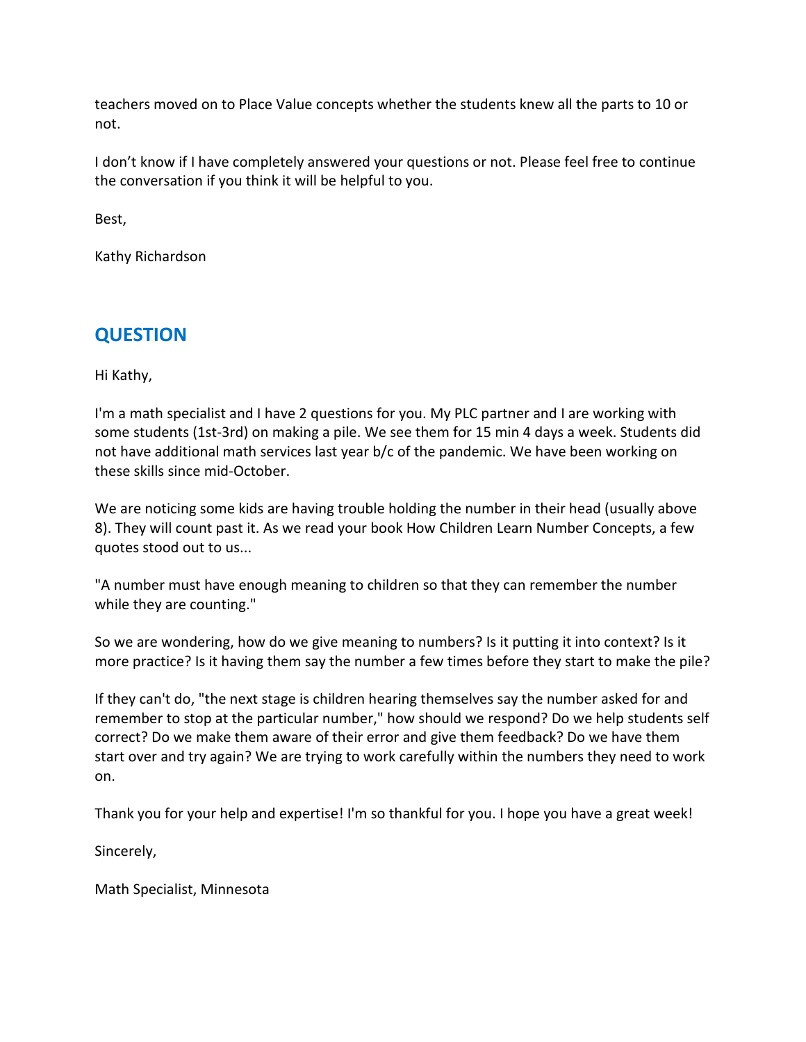teachers moved on to Place Value concepts whether the students knew all the parts to 10 or not.

I don't know if I have completely answered your questions or not. Please feel free to continue the conversation if you think it will be helpful to you.

Best,

Kathy Richardson

## QUESTION

Hi Kathy,

I'm a math specialist and I have 2 questions for you. My PLC partner and I are working with some students (1st-3rd) on making a pile. We see them for 15 min 4 days a week. Students did not have additional math services last year b/c of the pandemic. We have been working on these skills since mid-October.

We are noticing some kids are having trouble holding the number in their head (usually above 8). They will count past it. As we read your book How Children Learn Number Concepts, a few quotes stood out to us...

"A number must have enough meaning to children so that they can remember the number while they are counting."

So we are wondering, how do we give meaning to numbers? Is it putting it into context? Is it more practice? Is it having them say the number a few times before they start to make the pile?

If they can't do, "the next stage is children hearing themselves say the number asked for and remember to stop at the particular number," how should we respond? Do we help students self correct? Do we make them aware of their error and give them feedback? Do we have them start over and try again? We are trying to work carefully within the numbers they need to work on.

Thank you for your help and expertise! I'm so thankful for you. I hope you have a great week!

Sincerely,

Math Specialist, Minnesota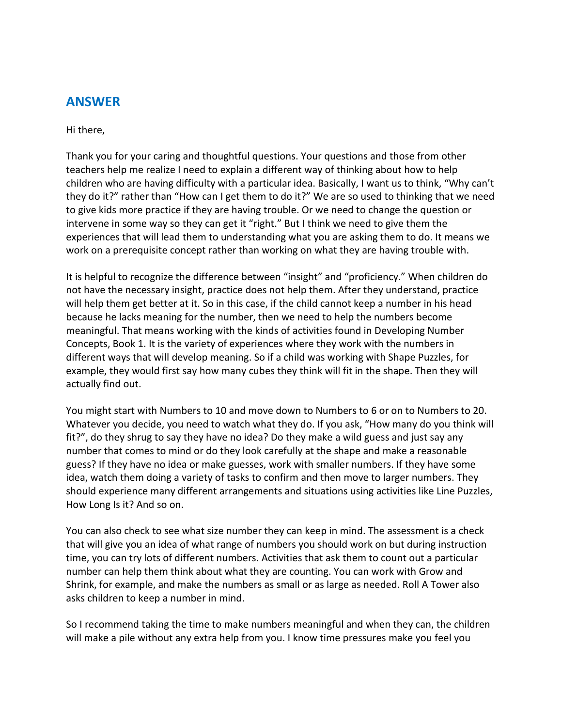## ANSWER

Hi there,

Thank you for your caring and thoughtful questions. Your questions and those from other teachers help me realize I need to explain a different way of thinking about how to help children who are having difficulty with a particular idea. Basically, I want us to think, "Why can't they do it?" rather than "How can I get them to do it?" We are so used to thinking that we need to give kids more practice if they are having trouble. Or we need to change the question or intervene in some way so they can get it "right." But I think we need to give them the experiences that will lead them to understanding what you are asking them to do. It means we work on a prerequisite concept rather than working on what they are having trouble with.

It is helpful to recognize the difference between "insight" and "proficiency." When children do not have the necessary insight, practice does not help them. After they understand, practice will help them get better at it. So in this case, if the child cannot keep a number in his head because he lacks meaning for the number, then we need to help the numbers become meaningful. That means working with the kinds of activities found in Developing Number Concepts, Book 1. It is the variety of experiences where they work with the numbers in different ways that will develop meaning. So if a child was working with Shape Puzzles, for example, they would first say how many cubes they think will fit in the shape. Then they will actually find out.

You might start with Numbers to 10 and move down to Numbers to 6 or on to Numbers to 20. Whatever you decide, you need to watch what they do. If you ask, "How many do you think will fit?", do they shrug to say they have no idea? Do they make a wild guess and just say any number that comes to mind or do they look carefully at the shape and make a reasonable guess? If they have no idea or make guesses, work with smaller numbers. If they have some idea, watch them doing a variety of tasks to confirm and then move to larger numbers. They should experience many different arrangements and situations using activities like Line Puzzles, How Long Is it? And so on.

You can also check to see what size number they can keep in mind. The assessment is a check that will give you an idea of what range of numbers you should work on but during instruction time, you can try lots of different numbers. Activities that ask them to count out a particular number can help them think about what they are counting. You can work with Grow and Shrink, for example, and make the numbers as small or as large as needed. Roll A Tower also asks children to keep a number in mind.

So I recommend taking the time to make numbers meaningful and when they can, the children will make a pile without any extra help from you. I know time pressures make you feel you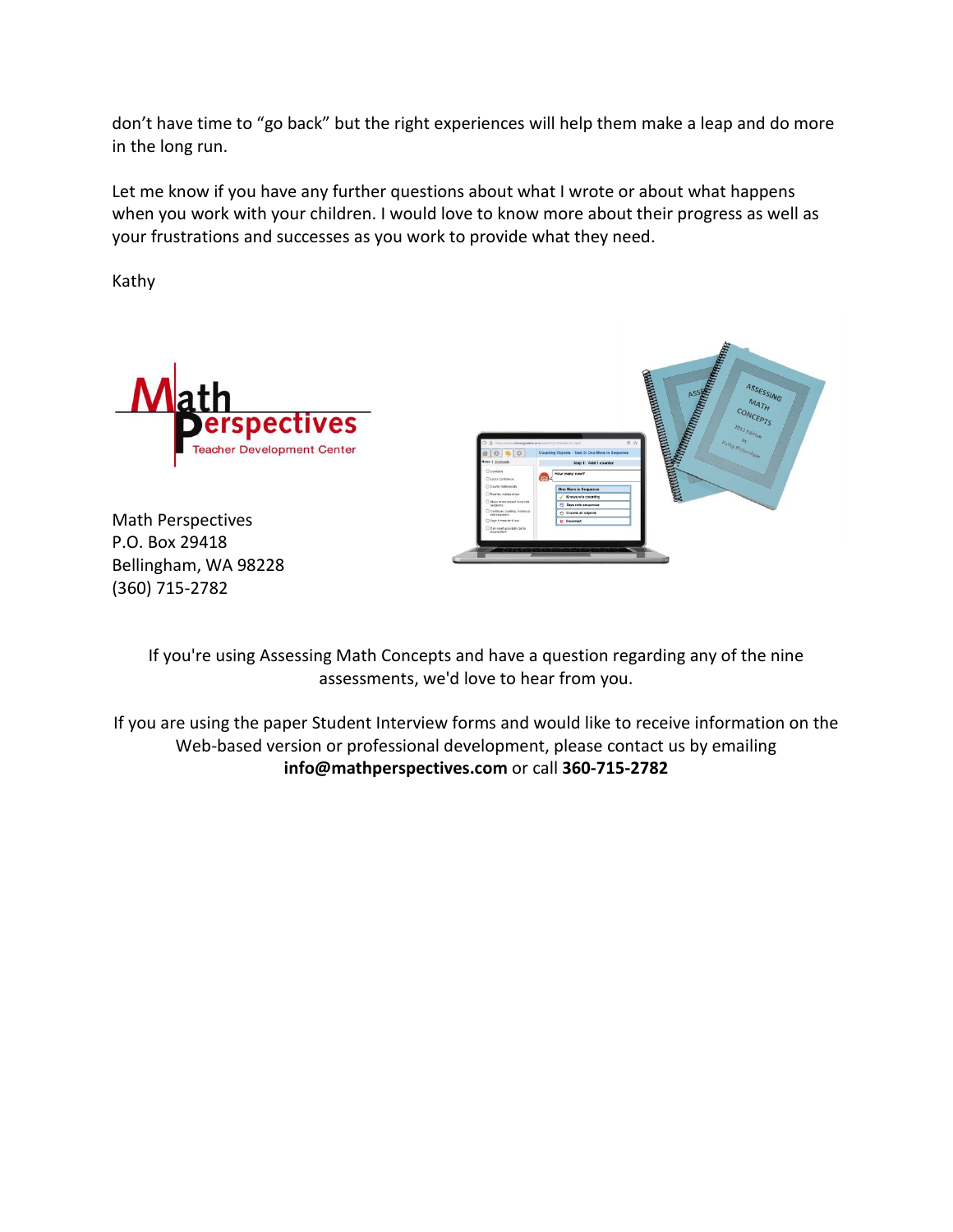don't have time to "go back" but the right experiences will help them make a leap and do more in the long run.

Let me know if you have any further questions about what I wrote or about what happens when you work with your children. I would love to know more about their progress as well as your frustrations and successes as you work to provide what they need.

Kathy

Math Perspectives
P.O. Box 29418
Bellingham, WA 98228
(360) 715-2782

If you're using Assessing Math Concepts and have a question regarding any of the nine assessments, we'd love to hear from you.

If you are using the paper Student Interview forms and would like to receive information on the Web-based version or professional development, please contact us by emailing **info@mathperspectives.com** or call **360-715-2782**